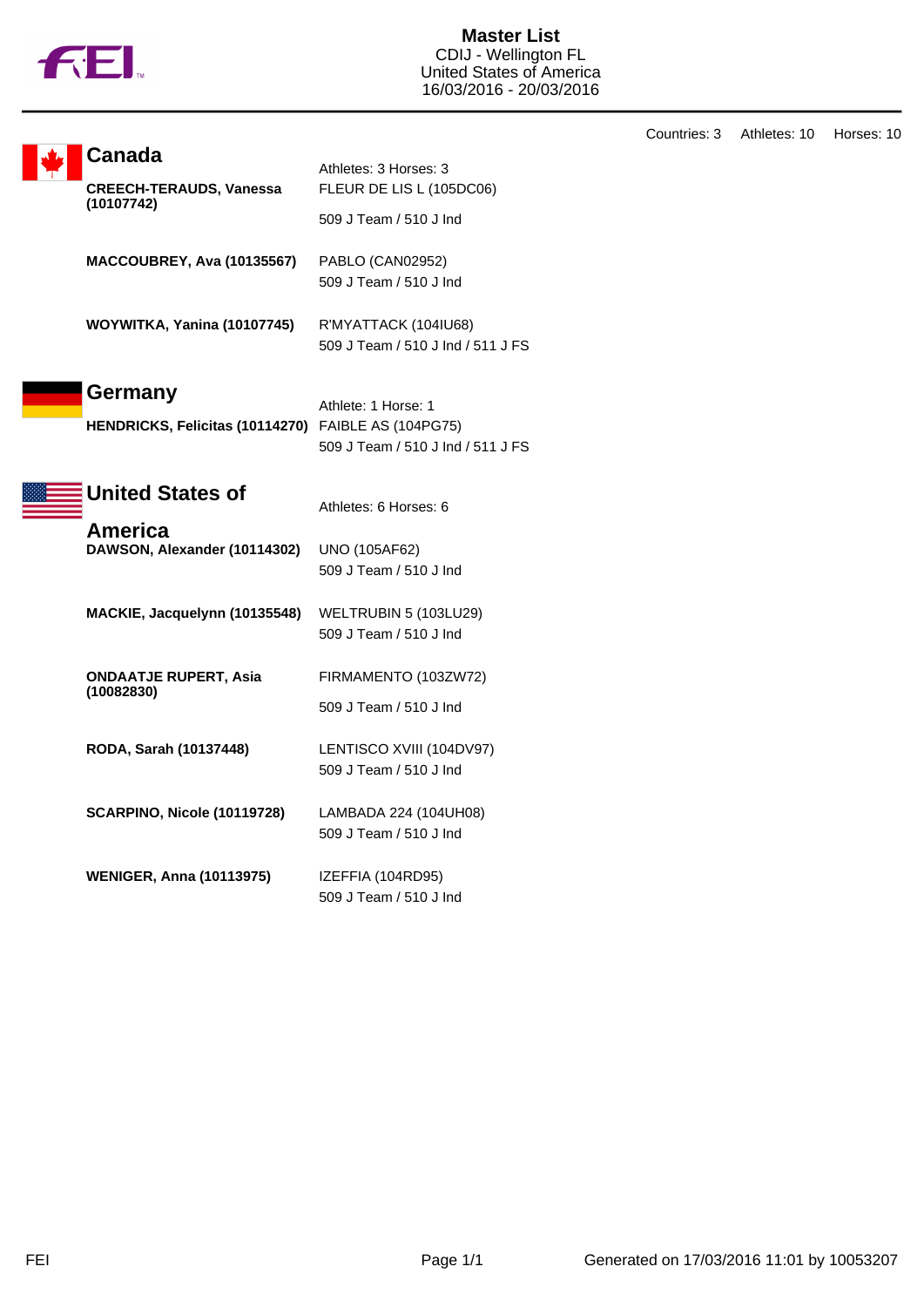# Master List

CDIJ - Wellington FL
United States of America
16/03/2016 - 20/03/2016

Countries: 3 Athletes: 10 Horses: 10

## Canada

Athletes: 3 Horses: 3

**CREECH-TERAUDS, Vanessa (10107742)**
FLEUR DE LIS L (105DC06)
509 J Team / 510 J Ind

**MACCOUBREY, Ava (10135567)**
PABLO (CAN02952)
509 J Team / 510 J Ind

**WOYWITKA, Yanina (10107745)**
R'MYATTACK (104IU68)
509 J Team / 510 J Ind / 511 J FS

## Germany

Athlete: 1 Horse: 1

**HENDRICKS, Felicitas (10114270)**
FAIBLE AS (104PG75)
509 J Team / 510 J Ind / 511 J FS

## United States of America

Athletes: 6 Horses: 6

**DAWSON, Alexander (10114302)**
UNO (105AF62)
509 J Team / 510 J Ind

**MACKIE, Jacquelynn (10135548)**
WELTRUBIN 5 (103LU29)
509 J Team / 510 J Ind

**ONDAATJE RUPERT, Asia (10082830)**
FIRMAMENTO (103ZW72)
509 J Team / 510 J Ind

**RODA, Sarah (10137448)**
LENTISCO XVIII (104DV97)
509 J Team / 510 J Ind

**SCARPINO, Nicole (10119728)**
LAMBADA 224 (104UH08)
509 J Team / 510 J Ind

**WENIGER, Anna (10113975)**
IZEFFIA (104RD95)
509 J Team / 510 J Ind

FEI Generated on 17/03/2016 11:01 by 10053207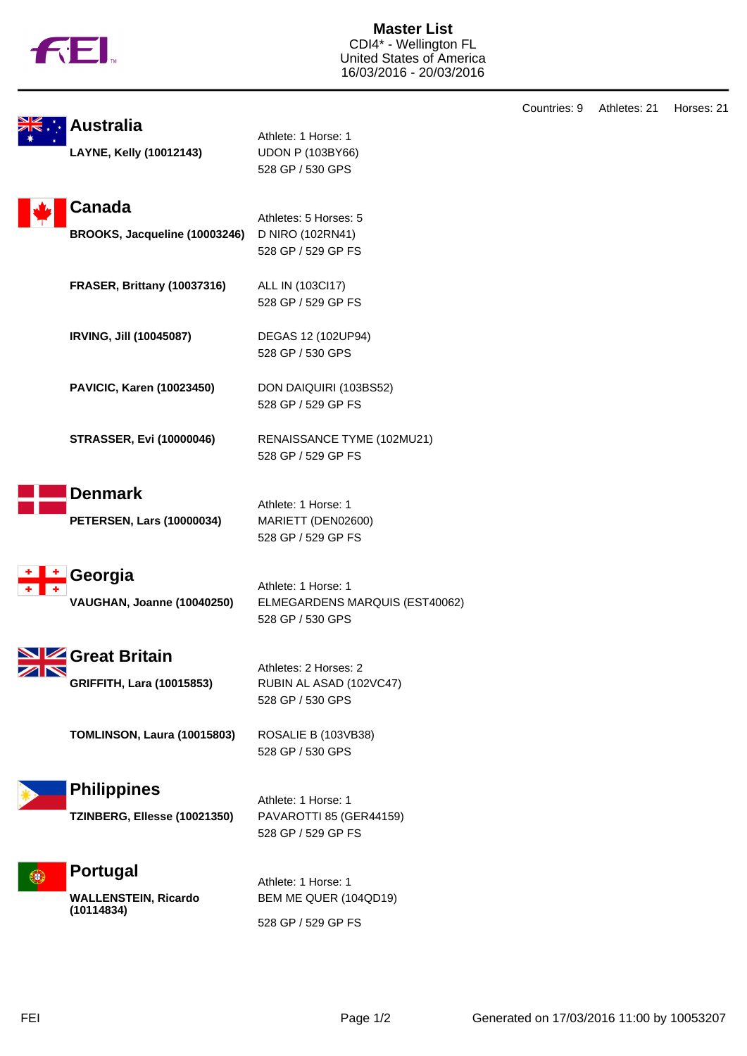# Master List

CDI4* - Wellington FL
United States of America
16/03/2016 - 20/03/2016

Countries: 9 Athletes: 21 Horses: 21

## Australia

Athlete: 1 Horse: 1

**LAYNE, Kelly (10012143)**
UDON P (103BY66)
528 GP / 530 GPS

## Canada

Athletes: 5 Horses: 5

**BROOKS, Jacqueline (10003246)**
D NIRO (102RN41)
528 GP / 529 GP FS

**FRASER, Brittany (10037316)**
ALL IN (103CI17)
528 GP / 529 GP FS

**IRVING, Jill (10045087)**
DEGAS 12 (102UP94)
528 GP / 530 GPS

**PAVICIC, Karen (10023450)**
DON DAIQUIRI (103BS52)
528 GP / 529 GP FS

**STRASSER, Evi (10000046)**
RENAISSANCE TYME (102MU21)
528 GP / 529 GP FS

## Denmark

Athlete: 1 Horse: 1

**PETERSEN, Lars (10000034)**
MARIETT (DEN02600)
528 GP / 529 GP FS

## Georgia

Athlete: 1 Horse: 1

**VAUGHAN, Joanne (10040250)**
ELMEGARDENS MARQUIS (EST40062)
528 GP / 530 GPS

## Great Britain

Athletes: 2 Horses: 2

**GRIFFITH, Lara (10015853)**
RUBIN AL ASAD (102VC47)
528 GP / 530 GPS

**TOMLINSON, Laura (10015803)**
ROSALIE B (103VB38)
528 GP / 530 GPS

## Philippines

Athlete: 1 Horse: 1

**TZINBERG, Ellesse (10021350)**
PAVAROTTI 85 (GER44159)
528 GP / 529 GP FS

## Portugal

Athlete: 1 Horse: 1

**WALLENSTEIN, Ricardo (10114834)**
BEM ME QUER (104QD19)
528 GP / 529 GP FS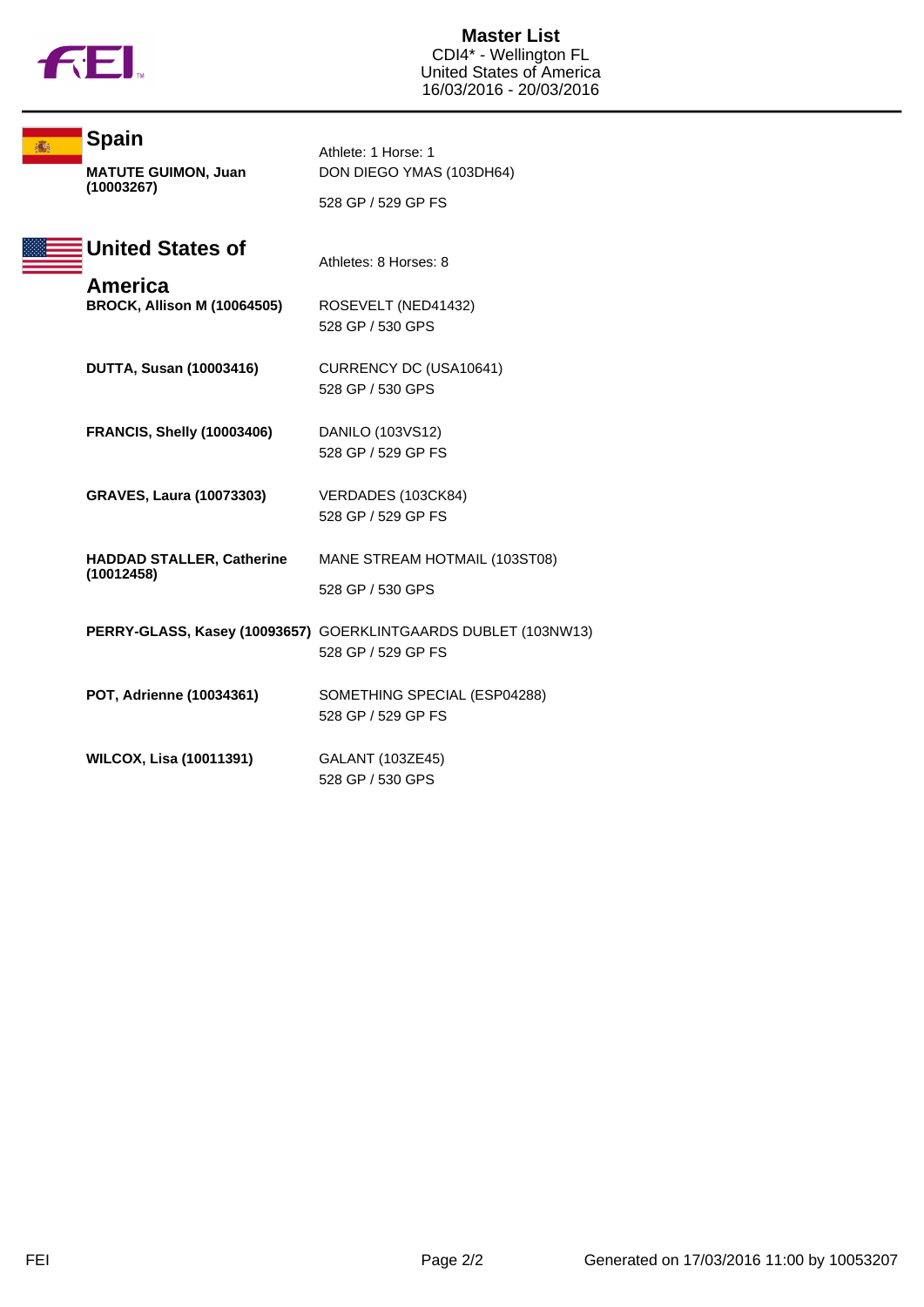**Master List**
CDI4* - Wellington FL
United States of America
16/03/2016 - 20/03/2016

## Spain

Athlete: 1 Horse: 1

| Athlete | Horse / Competitions |
|---|---|
| **MATUTE GUIMON, Juan (10003267)** | DON DIEGO YMAS (103DH64)<br>528 GP / 529 GP FS |

## United States of America

Athletes: 8 Horses: 8

| Athlete | Horse / Competitions |
|---|---|
| **BROCK, Allison M (10064505)** | ROSEVELT (NED41432)<br>528 GP / 530 GPS |
| **DUTTA, Susan (10003416)** | CURRENCY DC (USA10641)<br>528 GP / 530 GPS |
| **FRANCIS, Shelly (10003406)** | DANILO (103VS12)<br>528 GP / 529 GP FS |
| **GRAVES, Laura (10073303)** | VERDADES (103CK84)<br>528 GP / 529 GP FS |
| **HADDAD STALLER, Catherine (10012458)** | MANE STREAM HOTMAIL (103ST08)<br>528 GP / 530 GPS |
| **PERRY-GLASS, Kasey (10093657)** | GOERKLINTGAARDS DUBLET (103NW13)<br>528 GP / 529 GP FS |
| **POT, Adrienne (10034361)** | SOMETHING SPECIAL (ESP04288)<br>528 GP / 529 GP FS |
| **WILCOX, Lisa (10011391)** | GALANT (103ZE45)<br>528 GP / 530 GPS |

Generated on 17/03/2016 11:00 by 10053207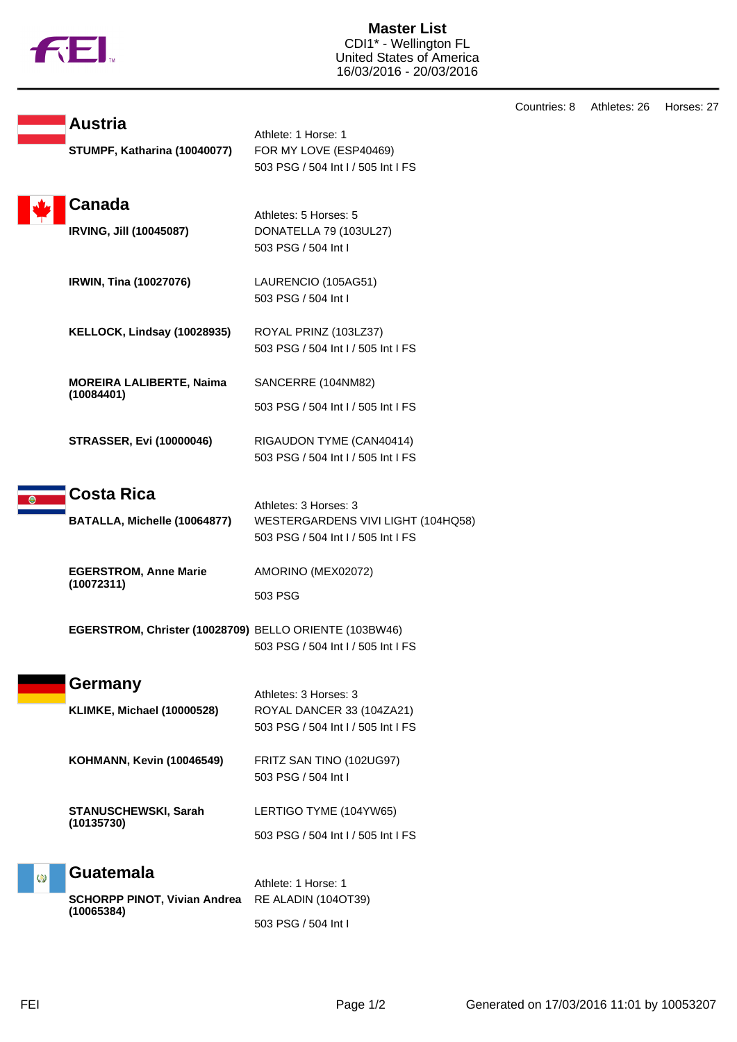# Master List

CDI1* - Wellington FL
United States of America
16/03/2016 - 20/03/2016

Countries: 8 Athletes: 26 Horses: 27

## Austria

Athlete: 1 Horse: 1

**STUMPF, Katharina (10040077)**
FOR MY LOVE (ESP40469)
503 PSG / 504 Int I / 505 Int I FS

## Canada

Athletes: 5 Horses: 5

**IRVING, Jill (10045087)**
DONATELLA 79 (103UL27)
503 PSG / 504 Int I

**IRWIN, Tina (10027076)**
LAURENCIO (105AG51)
503 PSG / 504 Int I

**KELLOCK, Lindsay (10028935)**
ROYAL PRINZ (103LZ37)
503 PSG / 504 Int I / 505 Int I FS

**MOREIRA LALIBERTE, Naima (10084401)**
SANCERRE (104NM82)
503 PSG / 504 Int I / 505 Int I FS

**STRASSER, Evi (10000046)**
RIGAUDON TYME (CAN40414)
503 PSG / 504 Int I / 505 Int I FS

## Costa Rica

Athletes: 3 Horses: 3

**BATALLA, Michelle (10064877)**
WESTERGARDENS VIVI LIGHT (104HQ58)
503 PSG / 504 Int I / 505 Int I FS

**EGERSTROM, Anne Marie (10072311)**
AMORINO (MEX02072)
503 PSG

**EGERSTROM, Christer (10028709)**
BELLO ORIENTE (103BW46)
503 PSG / 504 Int I / 505 Int I FS

## Germany

Athletes: 3 Horses: 3

**KLIMKE, Michael (10000528)**
ROYAL DANCER 33 (104ZA21)
503 PSG / 504 Int I / 505 Int I FS

**KOHMANN, Kevin (10046549)**
FRITZ SAN TINO (102UG97)
503 PSG / 504 Int I

**STANUSCHEWSKI, Sarah (10135730)**
LERTIGO TYME (104YW65)
503 PSG / 504 Int I / 505 Int I FS

## Guatemala

Athlete: 1 Horse: 1

**SCHORPP PINOT, Vivian Andrea (10065384)**
RE ALADIN (104OT39)
503 PSG / 504 Int I

Generated on 17/03/2016 11:01 by 10053207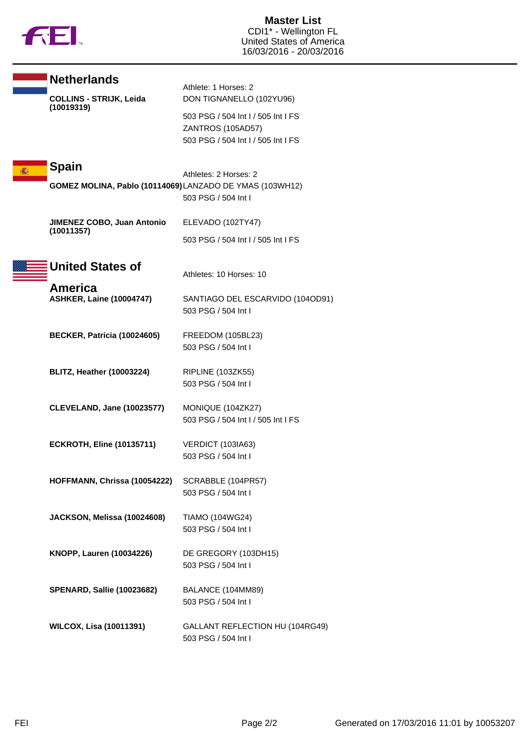# Master List
CDI1* - Wellington FL
United States of America
16/03/2016 - 20/03/2016

## Netherlands

Athlete: 1 Horses: 2

**COLLINS - STRIJK, Leida (10019319)**

DON TIGNANELLO (102YU96)
503 PSG / 504 Int I / 505 Int I FS
ZANTROS (105AD57)
503 PSG / 504 Int I / 505 Int I FS

## Spain

Athletes: 2 Horses: 2

**GOMEZ MOLINA, Pablo (10114069)**
LANZADO DE YMAS (103WH12)
503 PSG / 504 Int I

**JIMENEZ COBO, Juan Antonio (10011357)**
ELEVADO (102TY47)
503 PSG / 504 Int I / 505 Int I FS

## United States of America

Athletes: 10 Horses: 10

**ASHKER, Laine (10004747)**
SANTIAGO DEL ESCARVIDO (104OD91)
503 PSG / 504 Int I

**BECKER, Patricia (10024605)**
FREEDOM (105BL23)
503 PSG / 504 Int I

**BLITZ, Heather (10003224)**
RIPLINE (103ZK55)
503 PSG / 504 Int I

**CLEVELAND, Jane (10023577)**
MONIQUE (104ZK27)
503 PSG / 504 Int I / 505 Int I FS

**ECKROTH, Eline (10135711)**
VERDICT (103IA63)
503 PSG / 504 Int I

**HOFFMANN, Chrissa (10054222)**
SCRABBLE (104PR57)
503 PSG / 504 Int I

**JACKSON, Melissa (10024608)**
TIAMO (104WG24)
503 PSG / 504 Int I

**KNOPP, Lauren (10034226)**
DE GREGORY (103DH15)
503 PSG / 504 Int I

**SPENARD, Sallie (10023682)**
BALANCE (104MM89)
503 PSG / 504 Int I

**WILCOX, Lisa (10011391)**
GALLANT REFLECTION HU (104RG49)
503 PSG / 504 Int I

Generated on 17/03/2016 11:01 by 10053207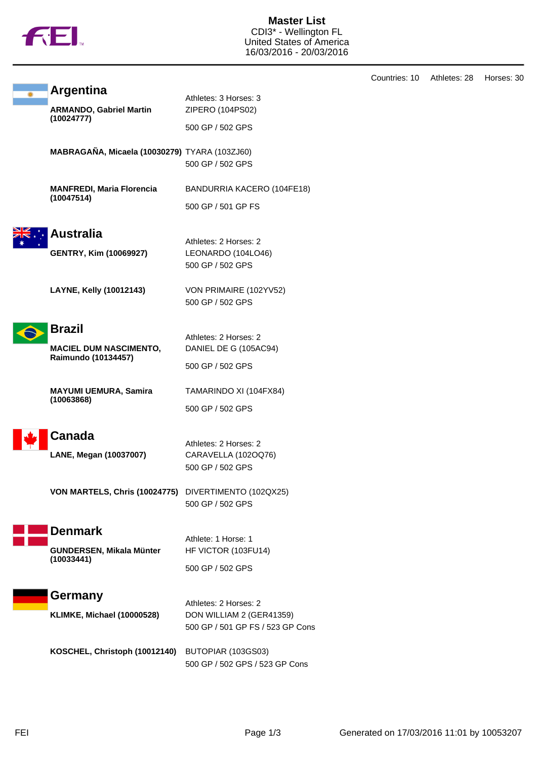# Master List

CDI3* - Wellington FL
United States of America
16/03/2016 - 20/03/2016

Countries: 10 Athletes: 28 Horses: 30

## Argentina

Athletes: 3 Horses: 3

**ARMANDO, Gabriel Martin (10024777)**
ZIPERO (104PS02)
500 GP / 502 GPS

**MABRAGAÑA, Micaela (10030279)**
TYARA (103ZJ60)
500 GP / 502 GPS

**MANFREDI, Maria Florencia (10047514)**
BANDURRIA KACERO (104FE18)
500 GP / 501 GP FS

## Australia

Athletes: 2 Horses: 2

**GENTRY, Kim (10069927)**
LEONARDO (104LO46)
500 GP / 502 GPS

**LAYNE, Kelly (10012143)**
VON PRIMAIRE (102YV52)
500 GP / 502 GPS

## Brazil

Athletes: 2 Horses: 2

**MACIEL DUM NASCIMENTO, Raimundo (10134457)**
DANIEL DE G (105AC94)
500 GP / 502 GPS

**MAYUMI UEMURA, Samira (10063868)**
TAMARINDO XI (104FX84)
500 GP / 502 GPS

## Canada

Athletes: 2 Horses: 2

**LANE, Megan (10037007)**
CARAVELLA (102OQ76)
500 GP / 502 GPS

**VON MARTELS, Chris (10024775)**
DIVERTIMENTO (102QX25)
500 GP / 502 GPS

## Denmark

Athlete: 1 Horse: 1

**GUNDERSEN, Mikala Münter (10033441)**
HF VICTOR (103FU14)
500 GP / 502 GPS

## Germany

Athletes: 2 Horses: 2

**KLIMKE, Michael (10000528)**
DON WILLIAM 2 (GER41359)
500 GP / 501 GP FS / 523 GP Cons

**KOSCHEL, Christoph (10012140)**
BUTOPIAR (103GS03)
500 GP / 502 GPS / 523 GP Cons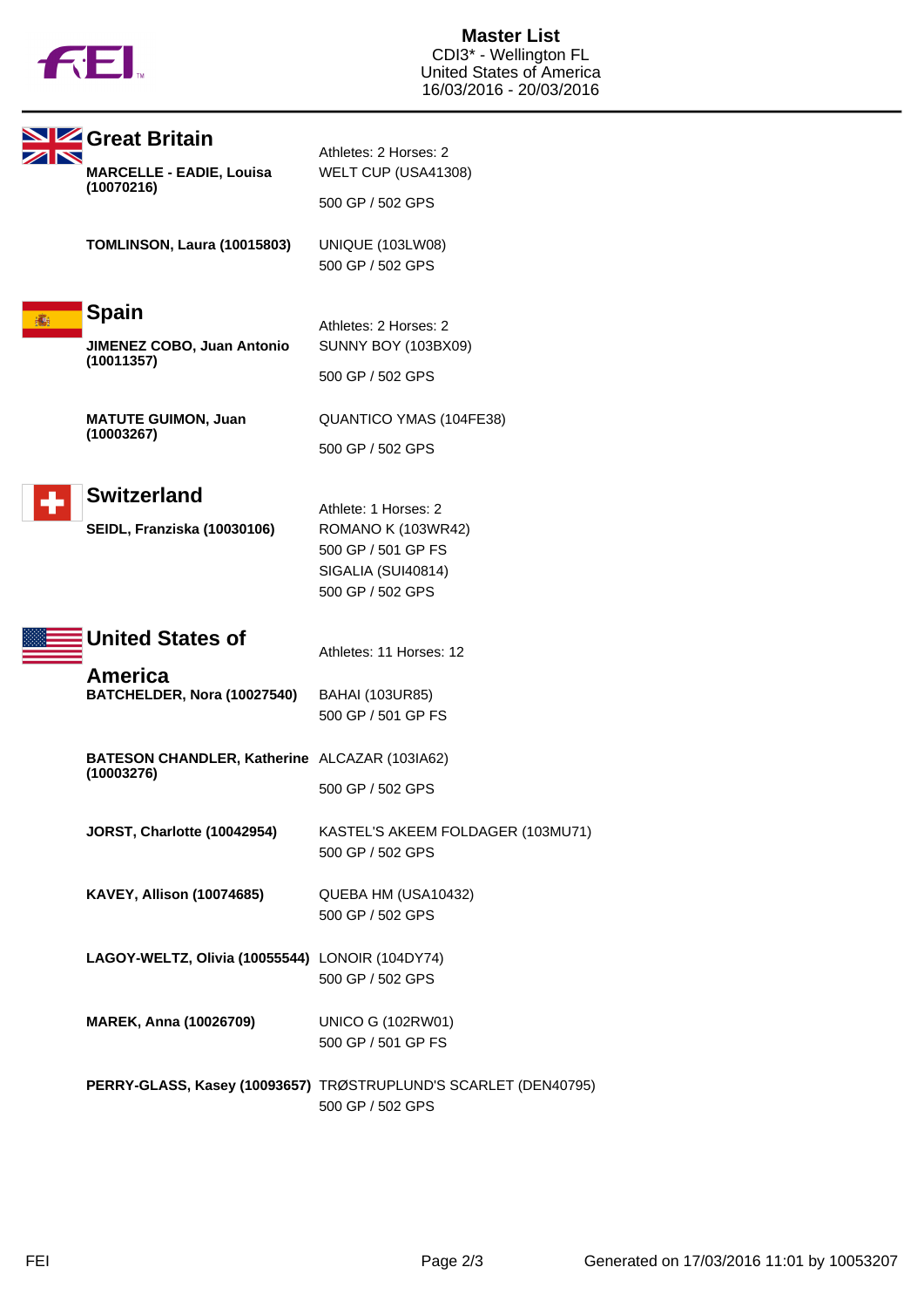# Master List

CDI3* - Wellington FL
United States of America
16/03/2016 - 20/03/2016

## Great Britain

Athletes: 2 Horses: 2

| Athlete | Horse / Competitions |
|---|---|
| **MARCELLE - EADIE, Louisa (10070216)** | WELT CUP (USA41308)<br>500 GP / 502 GPS |
| **TOMLINSON, Laura (10015803)** | UNIQUE (103LW08)<br>500 GP / 502 GPS |

## Spain

Athletes: 2 Horses: 2

| Athlete | Horse / Competitions |
|---|---|
| **JIMENEZ COBO, Juan Antonio (10011357)** | SUNNY BOY (103BX09)<br>500 GP / 502 GPS |
| **MATUTE GUIMON, Juan (10003267)** | QUANTICO YMAS (104FE38)<br>500 GP / 502 GPS |

## Switzerland

Athlete: 1 Horses: 2

| Athlete | Horse / Competitions |
|---|---|
| **SEIDL, Franziska (10030106)** | ROMANO K (103WR42)<br>500 GP / 501 GP FS<br>SIGALIA (SUI40814)<br>500 GP / 502 GPS |

## United States of America

Athletes: 11 Horses: 12

| Athlete | Horse / Competitions |
|---|---|
| **BATCHELDER, Nora (10027540)** | BAHAI (103UR85)<br>500 GP / 501 GP FS |
| **BATESON CHANDLER, Katherine (10003276)** | ALCAZAR (103IA62)<br>500 GP / 502 GPS |
| **JORST, Charlotte (10042954)** | KASTEL'S AKEEM FOLDAGER (103MU71)<br>500 GP / 502 GPS |
| **KAVEY, Allison (10074685)** | QUEBA HM (USA10432)<br>500 GP / 502 GPS |
| **LAGOY-WELTZ, Olivia (10055544)** | LONOIR (104DY74)<br>500 GP / 502 GPS |
| **MAREK, Anna (10026709)** | UNICO G (102RW01)<br>500 GP / 501 GP FS |
| **PERRY-GLASS, Kasey (10093657)** | TRØSTRUPLUND'S SCARLET (DEN40795)<br>500 GP / 502 GPS |

Generated on 17/03/2016 11:01 by 10053207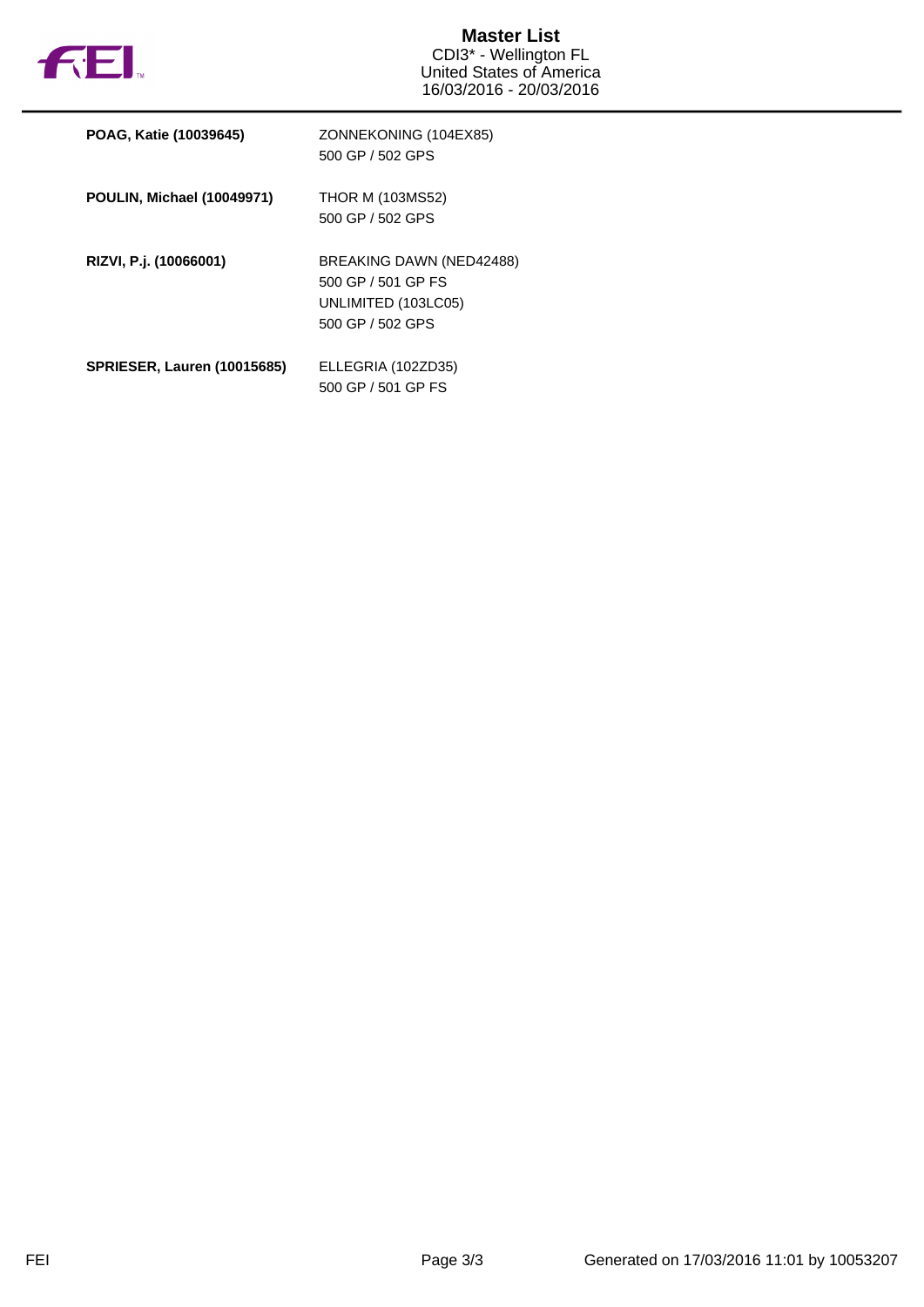# Master List

CDI3* - Wellington FL
United States of America
16/03/2016 - 20/03/2016

| | |
|---|---|
| **POAG, Katie (10039645)** | ZONNEKONING (104EX85)<br>500 GP / 502 GPS |
| **POULIN, Michael (10049971)** | THOR M (103MS52)<br>500 GP / 502 GPS |
| **RIZVI, P.j. (10066001)** | BREAKING DAWN (NED42488)<br>500 GP / 501 GP FS<br>UNLIMITED (103LC05)<br>500 GP / 502 GPS |
| **SPRIESER, Lauren (10015685)** | ELLEGRIA (102ZD35)<br>500 GP / 501 GP FS |

Generated on 17/03/2016 11:01 by 10053207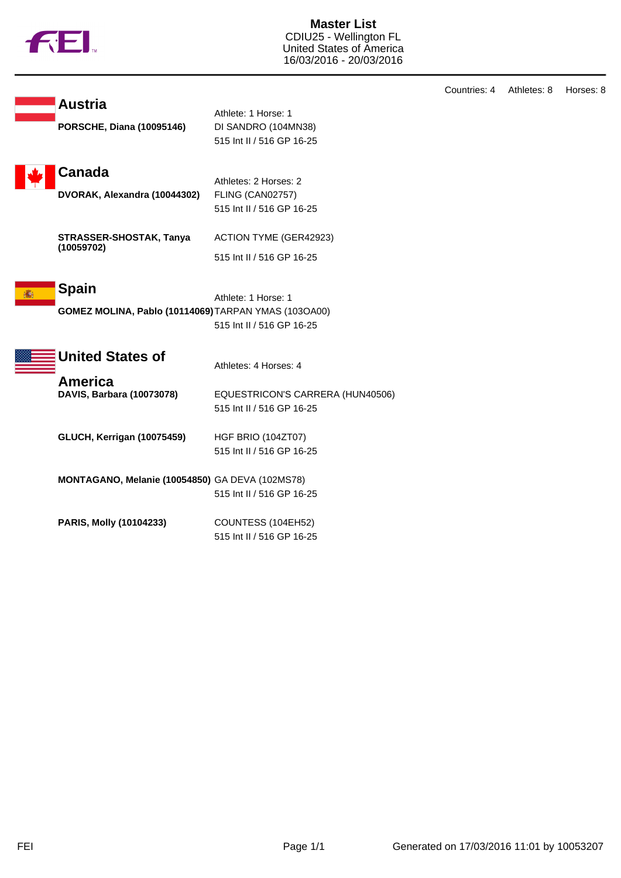# Master List

CDIU25 - Wellington FL
United States of America
16/03/2016 - 20/03/2016

Countries: 4 Athletes: 8 Horses: 8

## Austria

Athlete: 1 Horse: 1

**PORSCHE, Diana (10095146)**
DI SANDRO (104MN38)
515 Int II / 516 GP 16-25

## Canada

Athletes: 2 Horses: 2

**DVORAK, Alexandra (10044302)**
FLING (CAN02757)
515 Int II / 516 GP 16-25

**STRASSER-SHOSTAK, Tanya (10059702)**
ACTION TYME (GER42923)
515 Int II / 516 GP 16-25

## Spain

Athlete: 1 Horse: 1

**GOMEZ MOLINA, Pablo (10114069)**
TARPAN YMAS (103OA00)
515 Int II / 516 GP 16-25

## United States of America

Athletes: 4 Horses: 4

**DAVIS, Barbara (10073078)**
EQUESTRICON'S CARRERA (HUN40506)
515 Int II / 516 GP 16-25

**GLUCH, Kerrigan (10075459)**
HGF BRIO (104ZT07)
515 Int II / 516 GP 16-25

**MONTAGANO, Melanie (10054850)**
GA DEVA (102MS78)
515 Int II / 516 GP 16-25

**PARIS, Molly (10104233)**
COUNTESS (104EH52)
515 Int II / 516 GP 16-25

Generated on 17/03/2016 11:01 by 10053207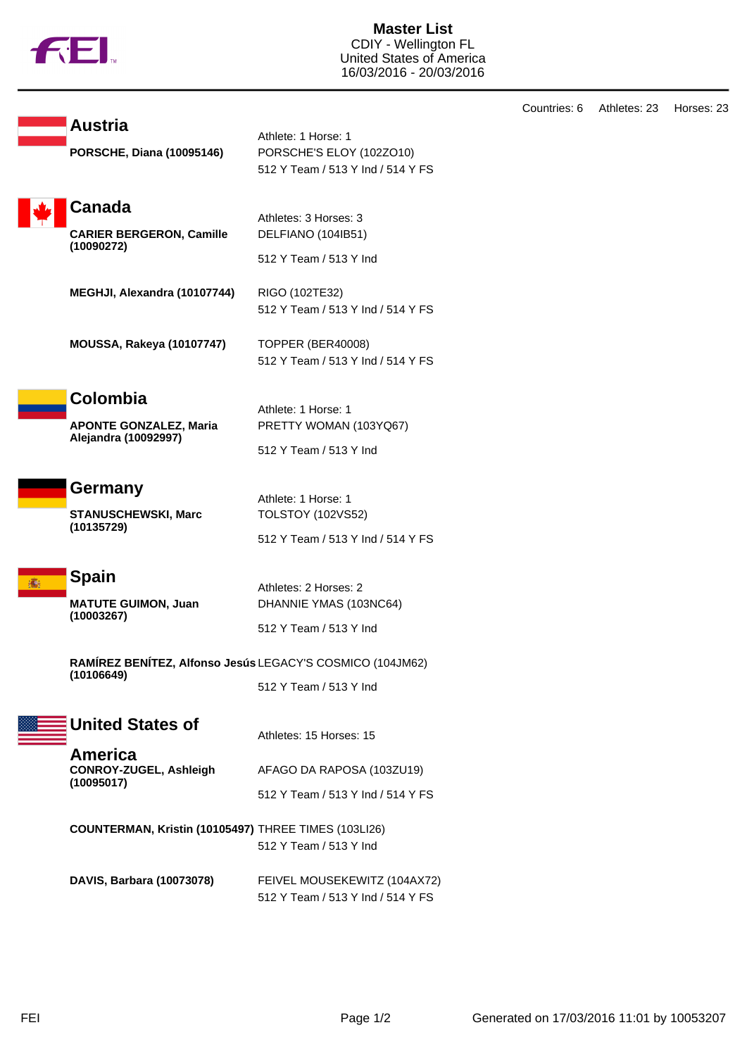# Master List

CDIY - Wellington FL
United States of America
16/03/2016 - 20/03/2016

Countries: 6 Athletes: 23 Horses: 23

## Austria

Athlete: 1 Horse: 1

**PORSCHE, Diana (10095146)**
PORSCHE'S ELOY (102ZO10)
512 Y Team / 513 Y Ind / 514 Y FS

## Canada

Athletes: 3 Horses: 3

**CARIER BERGERON, Camille (10090272)**
DELFIANO (104IB51)
512 Y Team / 513 Y Ind

**MEGHJI, Alexandra (10107744)**
RIGO (102TE32)
512 Y Team / 513 Y Ind / 514 Y FS

**MOUSSA, Rakeya (10107747)**
TOPPER (BER40008)
512 Y Team / 513 Y Ind / 514 Y FS

## Colombia

Athlete: 1 Horse: 1

**APONTE GONZALEZ, Maria Alejandra (10092997)**
PRETTY WOMAN (103YQ67)
512 Y Team / 513 Y Ind

## Germany

Athlete: 1 Horse: 1

**STANUSCHEWSKI, Marc (10135729)**
TOLSTOY (102VS52)
512 Y Team / 513 Y Ind / 514 Y FS

## Spain

Athletes: 2 Horses: 2

**MATUTE GUIMON, Juan (10003267)**
DHANNIE YMAS (103NC64)
512 Y Team / 513 Y Ind

**RAMÍREZ BENÍTEZ, Alfonso Jesús (10106649)**
LEGACY'S COSMICO (104JM62)
512 Y Team / 513 Y Ind

## United States of America

Athletes: 15 Horses: 15

**CONROY-ZUGEL, Ashleigh (10095017)**
AFAGO DA RAPOSA (103ZU19)
512 Y Team / 513 Y Ind / 514 Y FS

**COUNTERMAN, Kristin (10105497)**
THREE TIMES (103LI26)
512 Y Team / 513 Y Ind

**DAVIS, Barbara (10073078)**
FEIVEL MOUSEKEWITZ (104AX72)
512 Y Team / 513 Y Ind / 514 Y FS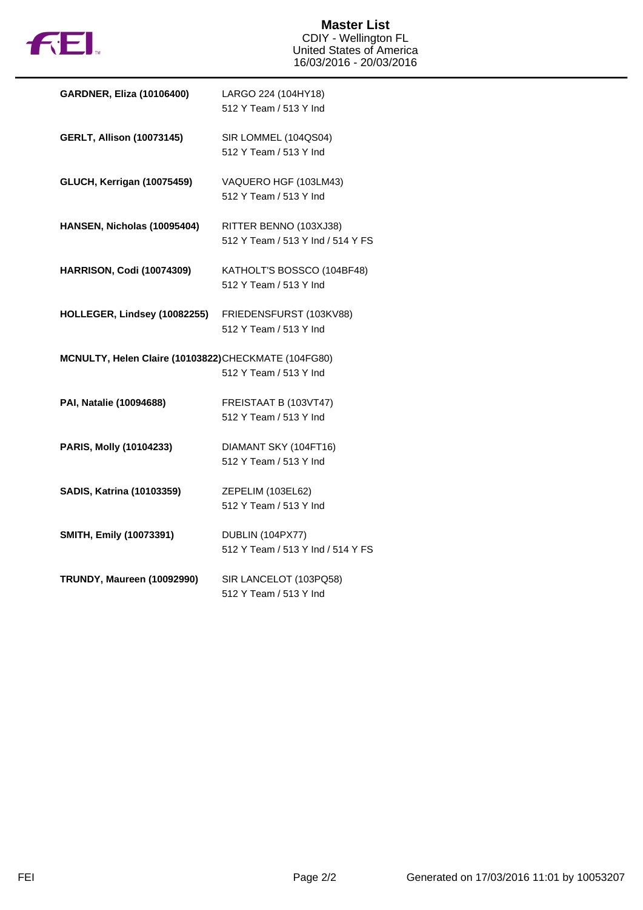# Master List

CDIY - Wellington FL
United States of America
16/03/2016 - 20/03/2016

| Athlete | Horse / Competitions |
| --- | --- |
| **GARDNER, Eliza (10106400)** | LARGO 224 (104HY18)<br>512 Y Team / 513 Y Ind |
| **GERLT, Allison (10073145)** | SIR LOMMEL (104QS04)<br>512 Y Team / 513 Y Ind |
| **GLUCH, Kerrigan (10075459)** | VAQUERO HGF (103LM43)<br>512 Y Team / 513 Y Ind |
| **HANSEN, Nicholas (10095404)** | RITTER BENNO (103XJ38)<br>512 Y Team / 513 Y Ind / 514 Y FS |
| **HARRISON, Codi (10074309)** | KATHOLT'S BOSSCO (104BF48)<br>512 Y Team / 513 Y Ind |
| **HOLLEGER, Lindsey (10082255)** | FRIEDENSFURST (103KV88)<br>512 Y Team / 513 Y Ind |
| **MCNULTY, Helen Claire (10103822)** | CHECKMATE (104FG80)<br>512 Y Team / 513 Y Ind |
| **PAI, Natalie (10094688)** | FREISTAAT B (103VT47)<br>512 Y Team / 513 Y Ind |
| **PARIS, Molly (10104233)** | DIAMANT SKY (104FT16)<br>512 Y Team / 513 Y Ind |
| **SADIS, Katrina (10103359)** | ZEPELIM (103EL62)<br>512 Y Team / 513 Y Ind |
| **SMITH, Emily (10073391)** | DUBLIN (104PX77)<br>512 Y Team / 513 Y Ind / 514 Y FS |
| **TRUNDY, Maureen (10092990)** | SIR LANCELOT (103PQ58)<br>512 Y Team / 513 Y Ind |

Generated on 17/03/2016 11:01 by 10053207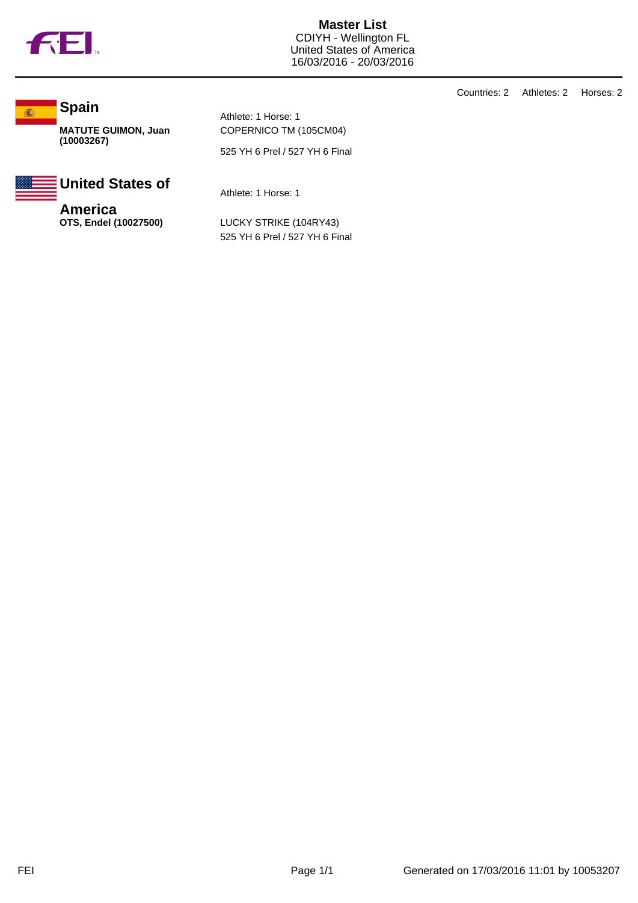# Master List

CDIYH - Wellington FL
United States of America
16/03/2016 - 20/03/2016

Countries: 2 Athletes: 2 Horses: 2

## Spain

**MATUTE GUIMON, Juan (10003267)**

Athlete: 1 Horse: 1

COPERNICO TM (105CM04)

525 YH 6 Prel / 527 YH 6 Final

## United States of America

**OTS, Endel (10027500)**

Athlete: 1 Horse: 1

LUCKY STRIKE (104RY43)

525 YH 6 Prel / 527 YH 6 Final

FEI

Generated on 17/03/2016 11:01 by 10053207